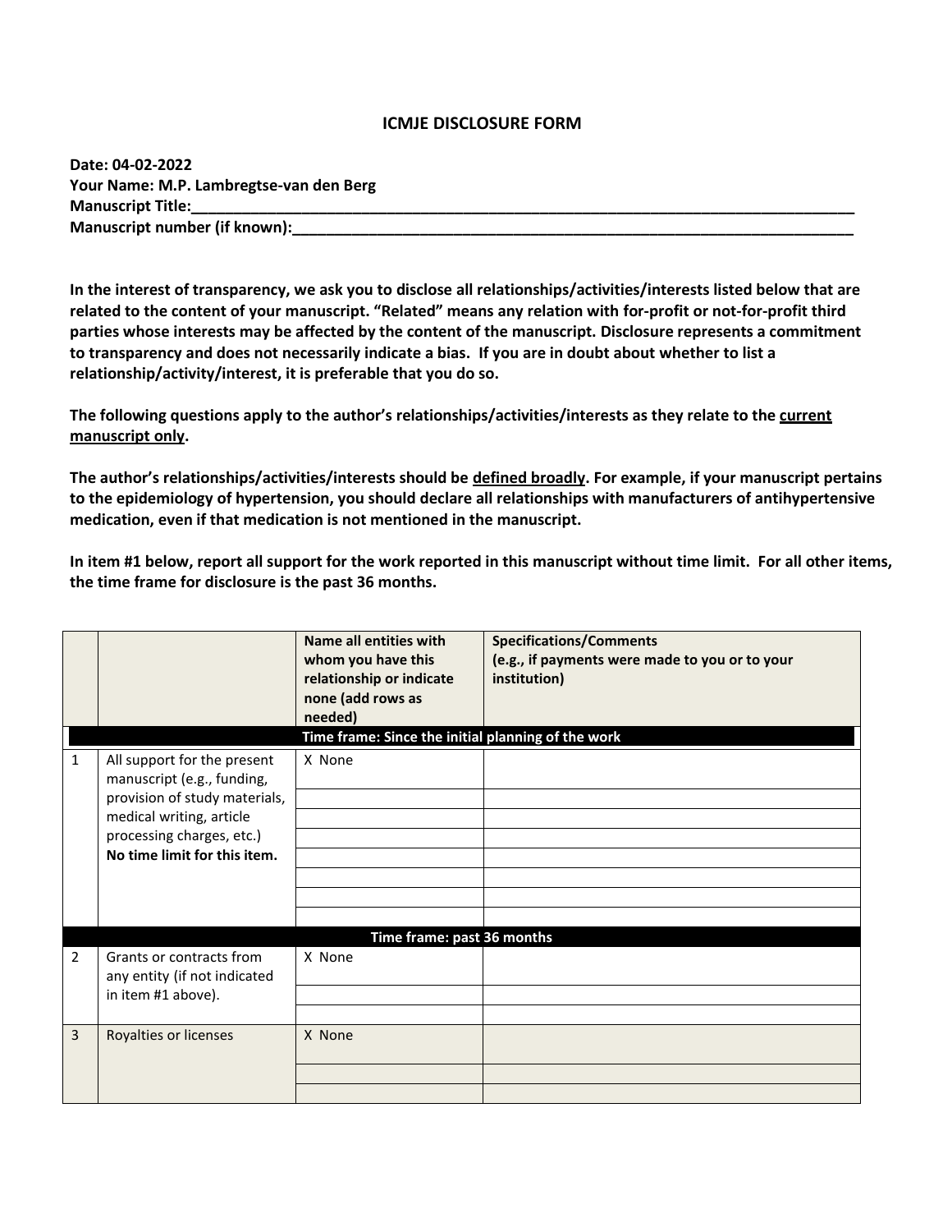# ICMJE DISCLOSURE FORM

**Date: 04-02-2022**
**Your Name: M.P. Lambregtse-van den Berg**
**Manuscript Title:________________________________________________________________________________**
**Manuscript number (if known):_____________________________________________________________________**

**In the interest of transparency, we ask you to disclose all relationships/activities/interests listed below that are related to the content of your manuscript. "Related" means any relation with for-profit or not-for-profit third parties whose interests may be affected by the content of the manuscript. Disclosure represents a commitment to transparency and does not necessarily indicate a bias. If you are in doubt about whether to list a relationship/activity/interest, it is preferable that you do so.**

**The following questions apply to the author's relationships/activities/interests as they relate to the <u>current manuscript only</u>.**

**The author's relationships/activities/interests should be <u>defined broadly</u>. For example, if your manuscript pertains to the epidemiology of hypertension, you should declare all relationships with manufacturers of antihypertensive medication, even if that medication is not mentioned in the manuscript.**

**In item #1 below, report all support for the work reported in this manuscript without time limit. For all other items, the time frame for disclosure is the past 36 months.**

| | | Name all entities with whom you have this relationship or indicate none (add rows as needed) | Specifications/Comments (e.g., if payments were made to you or to your institution) |
|---|---|---|---|
| | | **Time frame: Since the initial planning of the work** | |
| 1 | All support for the present manuscript (e.g., funding, provision of study materials, medical writing, article processing charges, etc.) **No time limit for this item.** | X None | |
| | | | |
| | | | |
| | | | |
| | | | |
| | | | |
| | | | |
| | | | |
| | | **Time frame: past 36 months** | |
| 2 | Grants or contracts from any entity (if not indicated in item #1 above). | X None | |
| | | | |
| | | | |
| 3 | Royalties or licenses | X None | |
| | | | |
| | | | |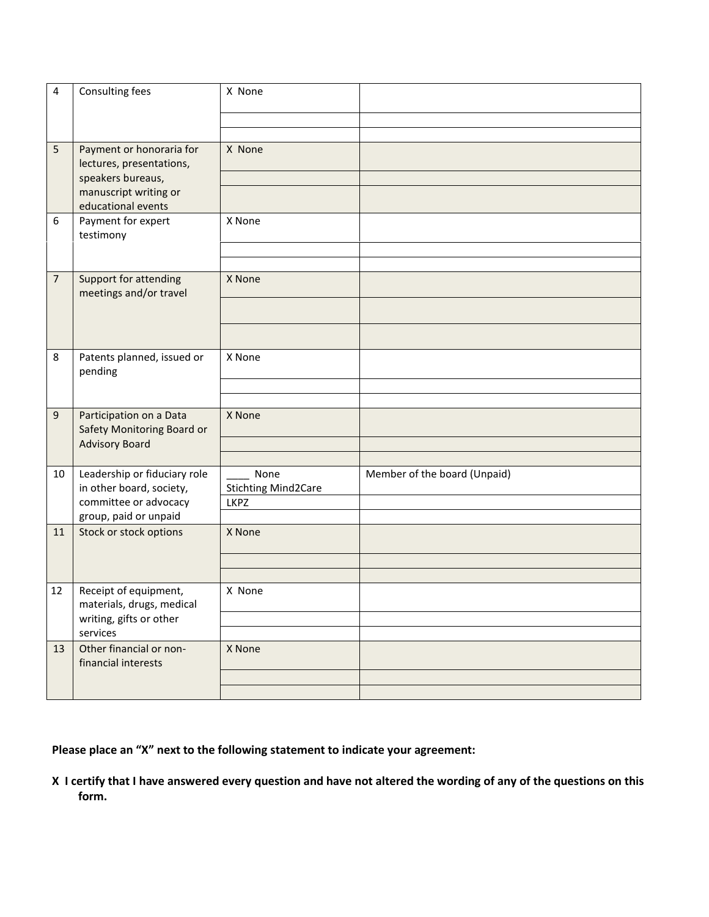| | | | |
|---|---|---|---|
| 4 | Consulting fees | X None | |
| | | | |
| | | | |
| 5 | Payment or honoraria for lectures, presentations, speakers bureaus, manuscript writing or educational events | X None | |
| | | | |
| | | | |
| 6 | Payment for expert testimony | X None | |
| | | | |
| | | | |
| 7 | Support for attending meetings and/or travel | X None | |
| | | | |
| | | | |
| 8 | Patents planned, issued or pending | X None | |
| | | | |
| | | | |
| 9 | Participation on a Data Safety Monitoring Board or Advisory Board | X None | |
| | | | |
| | | | |
| 10 | Leadership or fiduciary role in other board, society, committee or advocacy group, paid or unpaid | ____ None<br>Stichting Mind2Care | Member of the board (Unpaid) |
| | | LKPZ | |
| | | | |
| 11 | Stock or stock options | X None | |
| | | | |
| | | | |
| 12 | Receipt of equipment, materials, drugs, medical writing, gifts or other services | X None | |
| | | | |
| | | | |
| 13 | Other financial or non-financial interests | X None | |
| | | | |
| | | | |

**Please place an "X" next to the following statement to indicate your agreement:**

**X I certify that I have answered every question and have not altered the wording of any of the questions on this form.**